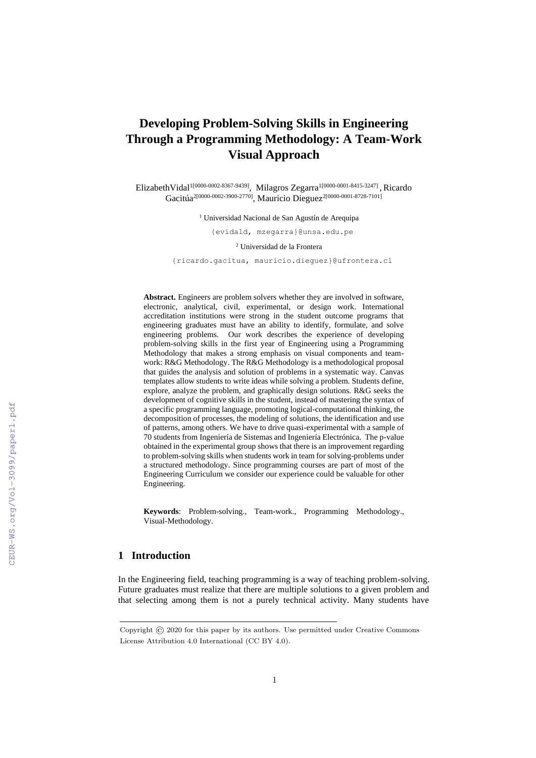# Developing Problem-Solving Skills in Engineering Through a Programming Methodology: A Team-Work Visual Approach

ElizabethVidal[1][0000-0002-8367-9439], Milagros Zegarra[1][0000-0001-8415-3247], Ricardo Gacitúa[2][0000-0002-3900-2770], Mauricio Dieguez[2][0000-0001-8728-7101]

[1] Universidad Nacional de San Agustín de Arequipa

{evidald, mzegarra}@unsa.edu.pe

[2] Universidad de la Frontera

{ricardo.gacitua, mauricio.dieguez}@ufrontera.cl

**Abstract.** Engineers are problem solvers whether they are involved in software, electronic, analytical, civil, experimental, or design work. International accreditation institutions were strong in the student outcome programs that engineering graduates must have an ability to identify, formulate, and solve engineering problems. Our work describes the experience of developing problem-solving skills in the first year of Engineering using a Programming Methodology that makes a strong emphasis on visual components and team-work: R&G Methodology. The R&G Methodology is a methodological proposal that guides the analysis and solution of problems in a systematic way. Canvas templates allow students to write ideas while solving a problem. Students define, explore, analyze the problem, and graphically design solutions. R&G seeks the development of cognitive skills in the student, instead of mastering the syntax of a specific programming language, promoting logical-computational thinking, the decomposition of processes, the modeling of solutions, the identification and use of patterns, among others. We have to drive quasi-experimental with a sample of 70 students from Ingeniería de Sistemas and Ingeniería Electrónica. The p-value obtained in the experimental group shows that there is an improvement regarding to problem-solving skills when students work in team for solving-problems under a structured methodology. Since programming courses are part of most of the Engineering Curriculum we consider our experience could be valuable for other Engineering.

**Keywords**: Problem-solving., Team-work., Programming Methodology., Visual-Methodology.

## 1 Introduction

In the Engineering field, teaching programming is a way of teaching problem-solving. Future graduates must realize that there are multiple solutions to a given problem and that selecting among them is not a purely technical activity. Many students have

Copyright © 2020 for this paper by its authors. Use permitted under Creative Commons License Attribution 4.0 International (CC BY 4.0).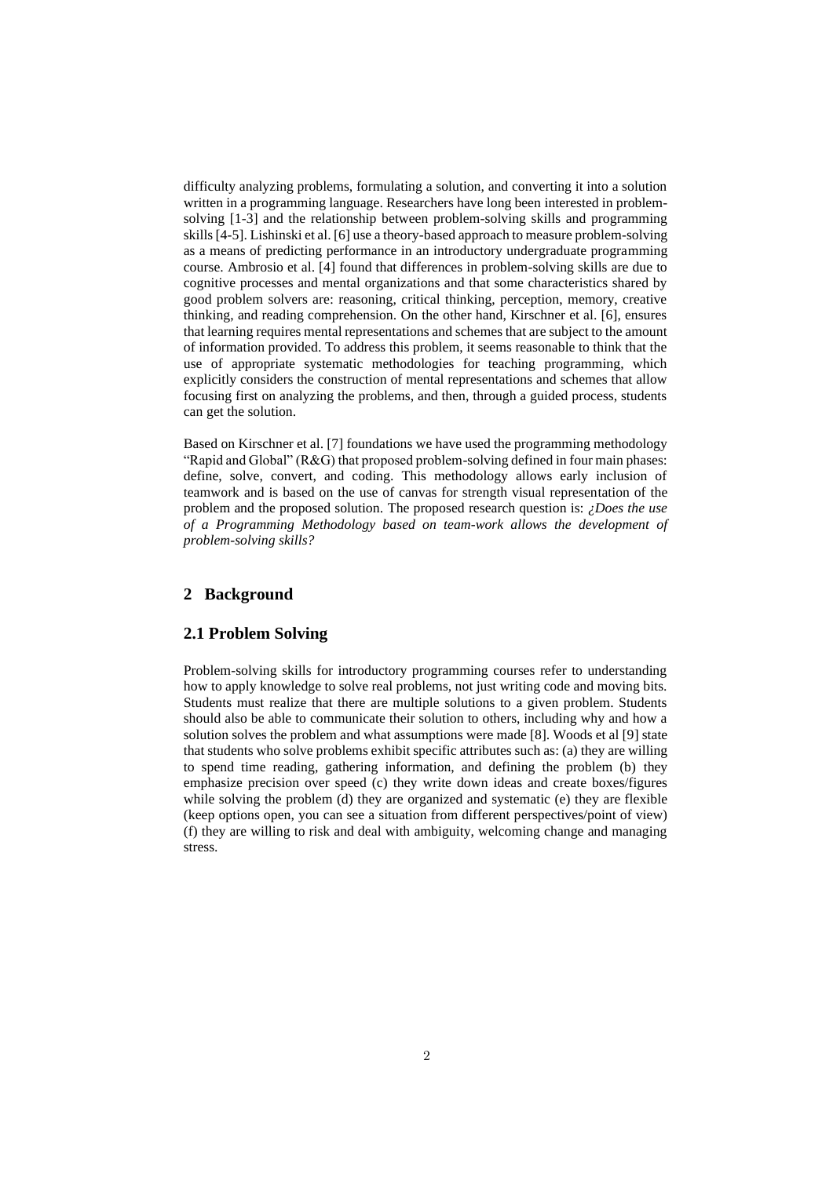difficulty analyzing problems, formulating a solution, and converting it into a solution written in a programming language. Researchers have long been interested in problem-solving [1-3] and the relationship between problem-solving skills and programming skills [4-5]. Lishinski et al. [6] use a theory-based approach to measure problem-solving as a means of predicting performance in an introductory undergraduate programming course. Ambrosio et al. [4] found that differences in problem-solving skills are due to cognitive processes and mental organizations and that some characteristics shared by good problem solvers are: reasoning, critical thinking, perception, memory, creative thinking, and reading comprehension. On the other hand, Kirschner et al. [6], ensures that learning requires mental representations and schemes that are subject to the amount of information provided. To address this problem, it seems reasonable to think that the use of appropriate systematic methodologies for teaching programming, which explicitly considers the construction of mental representations and schemes that allow focusing first on analyzing the problems, and then, through a guided process, students can get the solution.

Based on Kirschner et al. [7] foundations we have used the programming methodology "Rapid and Global" (R&G) that proposed problem-solving defined in four main phases: define, solve, convert, and coding. This methodology allows early inclusion of teamwork and is based on the use of canvas for strength visual representation of the problem and the proposed solution. The proposed research question is: *¿Does the use of a Programming Methodology based on team-work allows the development of problem-solving skills?*

## 2 Background

### 2.1 Problem Solving

Problem-solving skills for introductory programming courses refer to understanding how to apply knowledge to solve real problems, not just writing code and moving bits. Students must realize that there are multiple solutions to a given problem. Students should also be able to communicate their solution to others, including why and how a solution solves the problem and what assumptions were made [8]. Woods et al [9] state that students who solve problems exhibit specific attributes such as: (a) they are willing to spend time reading, gathering information, and defining the problem (b) they emphasize precision over speed (c) they write down ideas and create boxes/figures while solving the problem (d) they are organized and systematic (e) they are flexible (keep options open, you can see a situation from different perspectives/point of view) (f) they are willing to risk and deal with ambiguity, welcoming change and managing stress.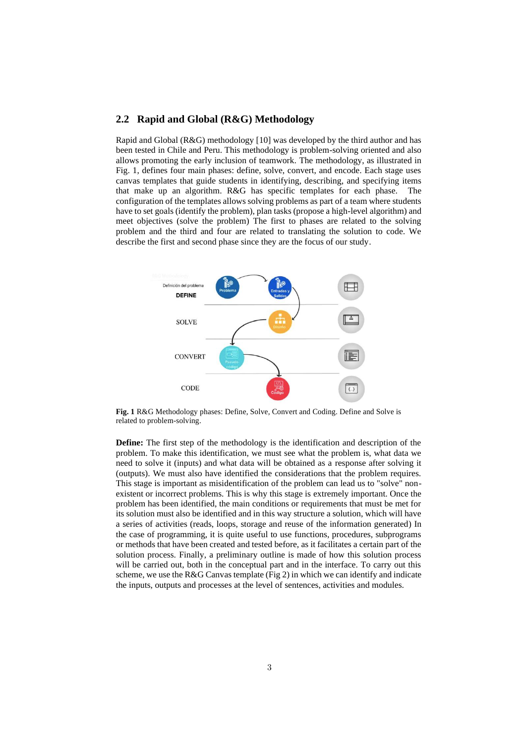## 2.2 Rapid and Global (R&G) Methodology

Rapid and Global (R&G) methodology [10] was developed by the third author and has been tested in Chile and Peru. This methodology is problem-solving oriented and also allows promoting the early inclusion of teamwork. The methodology, as illustrated in Fig. 1, defines four main phases: define, solve, convert, and encode. Each stage uses canvas templates that guide students in identifying, describing, and specifying items that make up an algorithm. R&G has specific templates for each phase. The configuration of the templates allows solving problems as part of a team where students have to set goals (identify the problem), plan tasks (propose a high-level algorithm) and meet objectives (solve the problem) The first to phases are related to the solving problem and the third and four are related to translating the solution to code. We describe the first and second phase since they are the focus of our study.

**Fig. 1** R&G Methodology phases: Define, Solve, Convert and Coding. Define and Solve is related to problem-solving.

**Define:** The first step of the methodology is the identification and description of the problem. To make this identification, we must see what the problem is, what data we need to solve it (inputs) and what data will be obtained as a response after solving it (outputs). We must also have identified the considerations that the problem requires. This stage is important as misidentification of the problem can lead us to "solve" non-existent or incorrect problems. This is why this stage is extremely important. Once the problem has been identified, the main conditions or requirements that must be met for its solution must also be identified and in this way structure a solution, which will have a series of activities (reads, loops, storage and reuse of the information generated) In the case of programming, it is quite useful to use functions, procedures, subprograms or methods that have been created and tested before, as it facilitates a certain part of the solution process. Finally, a preliminary outline is made of how this solution process will be carried out, both in the conceptual part and in the interface. To carry out this scheme, we use the R&G Canvas template (Fig 2) in which we can identify and indicate the inputs, outputs and processes at the level of sentences, activities and modules.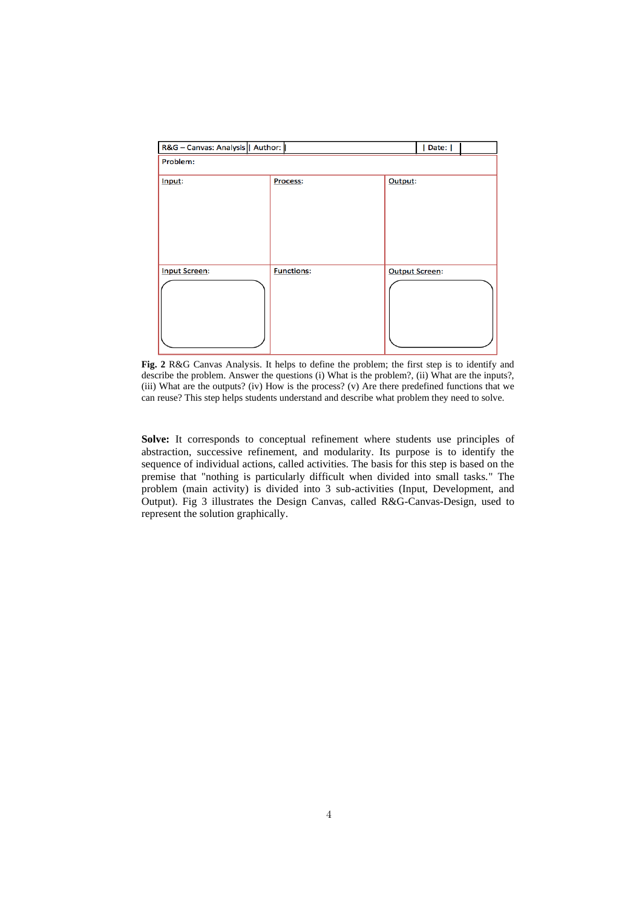| R&G – Canvas: Analysis | Author: | | Date: | |
|---|---|---|---|
| Problem: | | | |
| Input: | Process: | Output: | |
| Input Screen: | Functions: | Output Screen: | |

**Fig. 2** R&G Canvas Analysis. It helps to define the problem; the first step is to identify and describe the problem. Answer the questions (i) What is the problem?, (ii) What are the inputs?, (iii) What are the outputs? (iv) How is the process? (v) Are there predefined functions that we can reuse? This step helps students understand and describe what problem they need to solve.

**Solve:** It corresponds to conceptual refinement where students use principles of abstraction, successive refinement, and modularity. Its purpose is to identify the sequence of individual actions, called activities. The basis for this step is based on the premise that "nothing is particularly difficult when divided into small tasks." The problem (main activity) is divided into 3 sub-activities (Input, Development, and Output). Fig 3 illustrates the Design Canvas, called R&G-Canvas-Design, used to represent the solution graphically.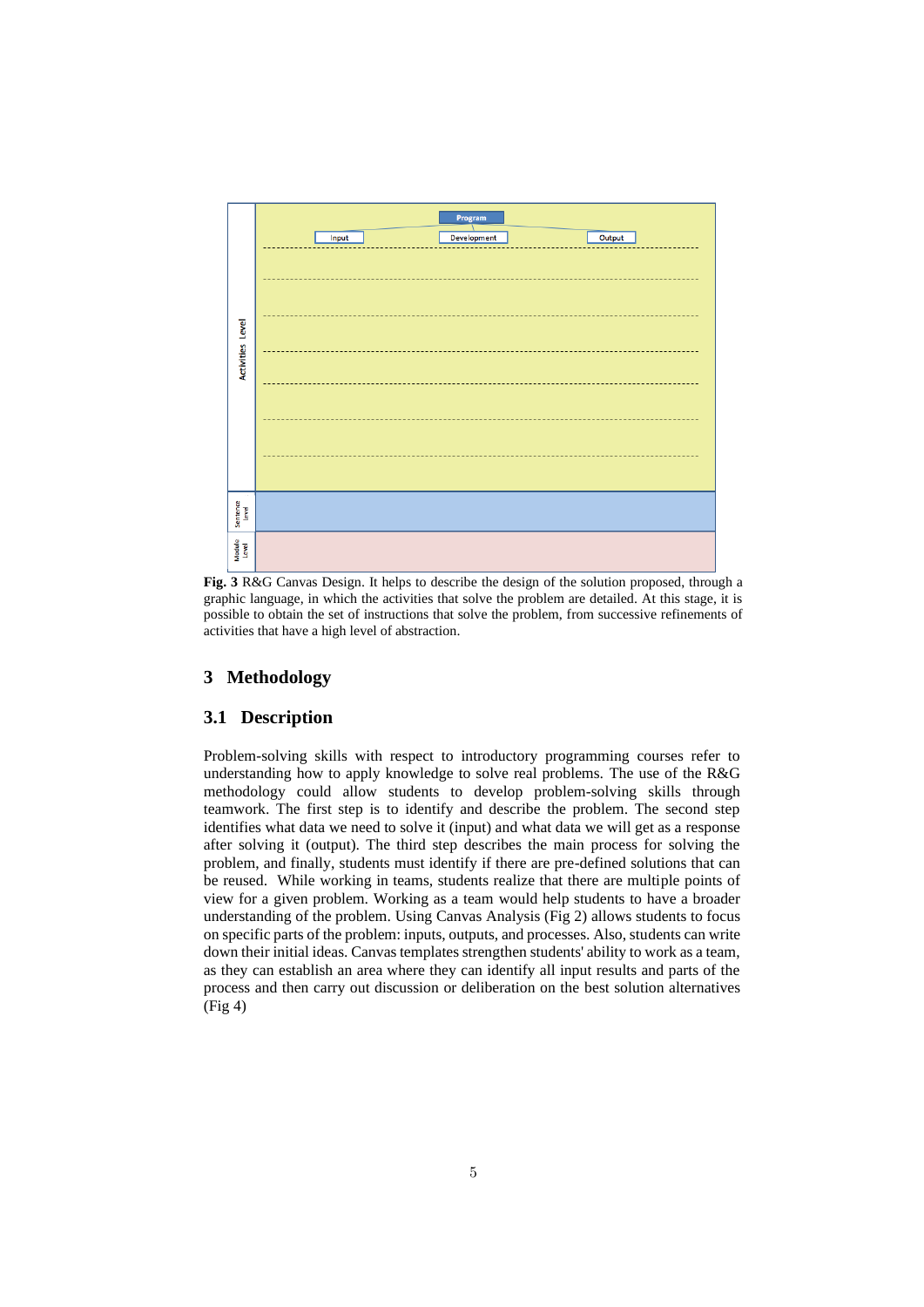**Fig. 3** R&G Canvas Design. It helps to describe the design of the solution proposed, through a graphic language, in which the activities that solve the problem are detailed. At this stage, it is possible to obtain the set of instructions that solve the problem, from successive refinements of activities that have a high level of abstraction.

## 3 Methodology

### 3.1 Description

Problem-solving skills with respect to introductory programming courses refer to understanding how to apply knowledge to solve real problems. The use of the R&G methodology could allow students to develop problem-solving skills through teamwork. The first step is to identify and describe the problem. The second step identifies what data we need to solve it (input) and what data we will get as a response after solving it (output). The third step describes the main process for solving the problem, and finally, students must identify if there are pre-defined solutions that can be reused. While working in teams, students realize that there are multiple points of view for a given problem. Working as a team would help students to have a broader understanding of the problem. Using Canvas Analysis (Fig 2) allows students to focus on specific parts of the problem: inputs, outputs, and processes. Also, students can write down their initial ideas. Canvas templates strengthen students' ability to work as a team, as they can establish an area where they can identify all input results and parts of the process and then carry out discussion or deliberation on the best solution alternatives (Fig 4)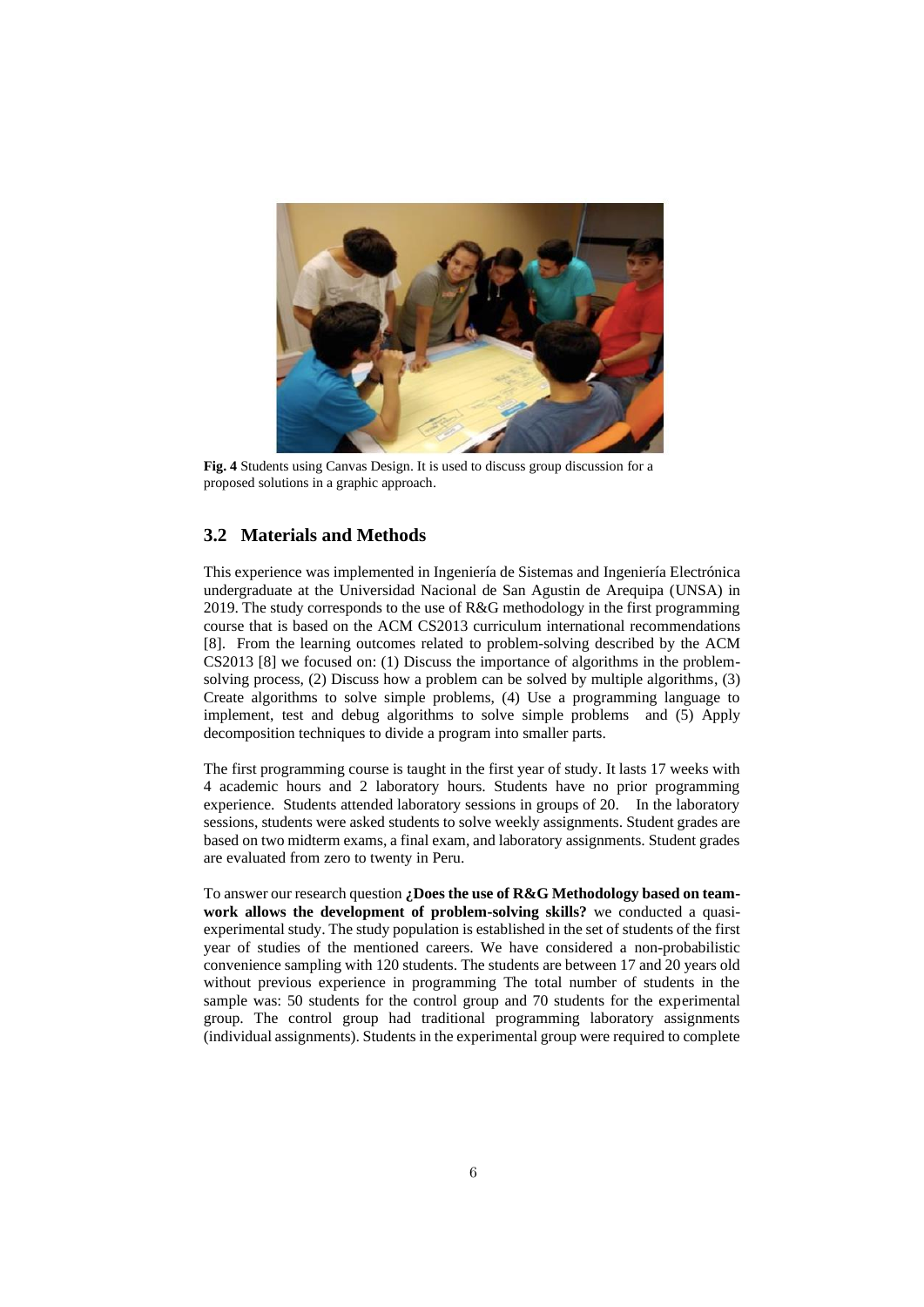**Fig. 4** Students using Canvas Design. It is used to discuss group discussion for a proposed solutions in a graphic approach.

## 3.2 Materials and Methods

This experience was implemented in Ingeniería de Sistemas and Ingeniería Electrónica undergraduate at the Universidad Nacional de San Agustin de Arequipa (UNSA) in 2019. The study corresponds to the use of R&G methodology in the first programming course that is based on the ACM CS2013 curriculum international recommendations [8]. From the learning outcomes related to problem-solving described by the ACM CS2013 [8] we focused on: (1) Discuss the importance of algorithms in the problem-solving process, (2) Discuss how a problem can be solved by multiple algorithms, (3) Create algorithms to solve simple problems, (4) Use a programming language to implement, test and debug algorithms to solve simple problems and (5) Apply decomposition techniques to divide a program into smaller parts.

The first programming course is taught in the first year of study. It lasts 17 weeks with 4 academic hours and 2 laboratory hours. Students have no prior programming experience. Students attended laboratory sessions in groups of 20. In the laboratory sessions, students were asked students to solve weekly assignments. Student grades are based on two midterm exams, a final exam, and laboratory assignments. Student grades are evaluated from zero to twenty in Peru.

To answer our research question **¿Does the use of R&G Methodology based on team-work allows the development of problem-solving skills?** we conducted a quasi-experimental study. The study population is established in the set of students of the first year of studies of the mentioned careers. We have considered a non-probabilistic convenience sampling with 120 students. The students are between 17 and 20 years old without previous experience in programming The total number of students in the sample was: 50 students for the control group and 70 students for the experimental group. The control group had traditional programming laboratory assignments (individual assignments). Students in the experimental group were required to complete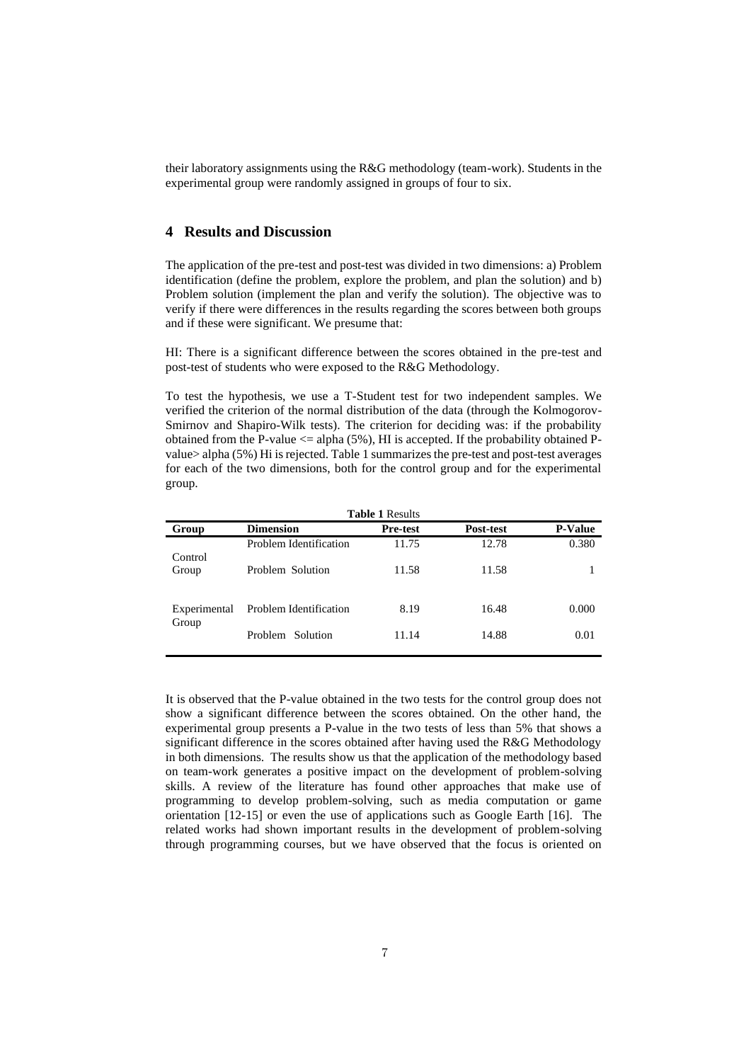their laboratory assignments using the R&G methodology (team-work). Students in the experimental group were randomly assigned in groups of four to six.

## 4 Results and Discussion

The application of the pre-test and post-test was divided in two dimensions: a) Problem identification (define the problem, explore the problem, and plan the solution) and b) Problem solution (implement the plan and verify the solution). The objective was to verify if there were differences in the results regarding the scores between both groups and if these were significant. We presume that:

HI: There is a significant difference between the scores obtained in the pre-test and post-test of students who were exposed to the R&G Methodology.

To test the hypothesis, we use a T-Student test for two independent samples. We verified the criterion of the normal distribution of the data (through the Kolmogorov-Smirnov and Shapiro-Wilk tests). The criterion for deciding was: if the probability obtained from the P-value <= alpha (5%), HI is accepted. If the probability obtained P-value> alpha (5%) Hi is rejected. Table 1 summarizes the pre-test and post-test averages for each of the two dimensions, both for the control group and for the experimental group.

**Table 1** Results

| Group | Dimension | Pre-test | Post-test | P-Value |
|---|---|---|---|---|
| Control Group | Problem Identification | 11.75 | 12.78 | 0.380 |
| | Problem Solution | 11.58 | 11.58 | 1 |
| Experimental Group | Problem Identification | 8.19 | 16.48 | 0.000 |
| | Problem Solution | 11.14 | 14.88 | 0.01 |

It is observed that the P-value obtained in the two tests for the control group does not show a significant difference between the scores obtained. On the other hand, the experimental group presents a P-value in the two tests of less than 5% that shows a significant difference in the scores obtained after having used the R&G Methodology in both dimensions. The results show us that the application of the methodology based on team-work generates a positive impact on the development of problem-solving skills. A review of the literature has found other approaches that make use of programming to develop problem-solving, such as media computation or game orientation [12-15] or even the use of applications such as Google Earth [16]. The related works had shown important results in the development of problem-solving through programming courses, but we have observed that the focus is oriented on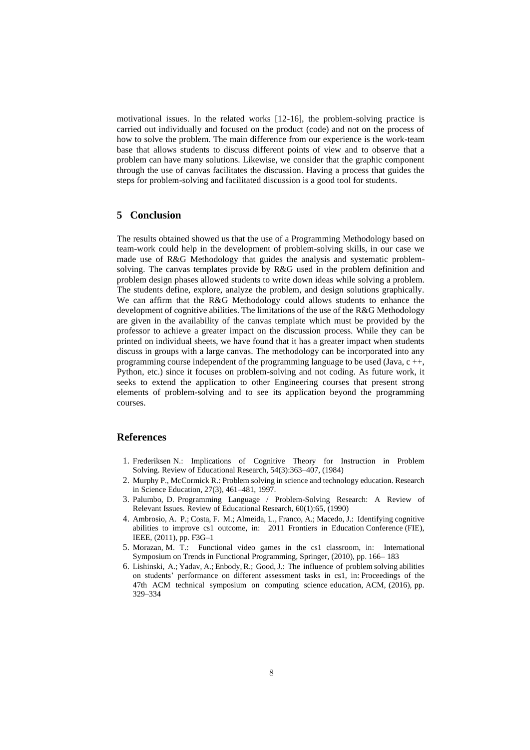motivational issues. In the related works [12-16], the problem-solving practice is carried out individually and focused on the product (code) and not on the process of how to solve the problem. The main difference from our experience is the work-team base that allows students to discuss different points of view and to observe that a problem can have many solutions. Likewise, we consider that the graphic component through the use of canvas facilitates the discussion. Having a process that guides the steps for problem-solving and facilitated discussion is a good tool for students.

## 5 Conclusion

The results obtained showed us that the use of a Programming Methodology based on team-work could help in the development of problem-solving skills, in our case we made use of R&G Methodology that guides the analysis and systematic problem-solving. The canvas templates provide by R&G used in the problem definition and problem design phases allowed students to write down ideas while solving a problem. The students define, explore, analyze the problem, and design solutions graphically. We can affirm that the R&G Methodology could allows students to enhance the development of cognitive abilities. The limitations of the use of the R&G Methodology are given in the availability of the canvas template which must be provided by the professor to achieve a greater impact on the discussion process. While they can be printed on individual sheets, we have found that it has a greater impact when students discuss in groups with a large canvas. The methodology can be incorporated into any programming course independent of the programming language to be used (Java, c ++, Python, etc.) since it focuses on problem-solving and not coding. As future work, it seeks to extend the application to other Engineering courses that present strong elements of problem-solving and to see its application beyond the programming courses.

## References

1. Frederiksen N.: Implications of Cognitive Theory for Instruction in Problem Solving. Review of Educational Research, 54(3):363–407, (1984)
2. Murphy P., McCormick R.: Problem solving in science and technology education. Research in Science Education, 27(3), 461–481, 1997.
3. Palumbo, D. Programming Language / Problem-Solving Research: A Review of Relevant Issues. Review of Educational Research, 60(1):65, (1990)
4. Ambrosio, A. P.; Costa, F. M.; Almeida, L., Franco, A.; Macedo, J.: Identifying cognitive abilities to improve cs1 outcome, in: 2011 Frontiers in Education Conference (FIE), IEEE, (2011), pp. F3G–1
5. Morazan, M. T.: Functional video games in the cs1 classroom, in: International Symposium on Trends in Functional Programming, Springer, (2010), pp. 166– 183
6. Lishinski, A.; Yadav, A.; Enbody, R.; Good, J.: The influence of problem solving abilities on students' performance on different assessment tasks in cs1, in: Proceedings of the 47th ACM technical symposium on computing science education, ACM, (2016), pp. 329–334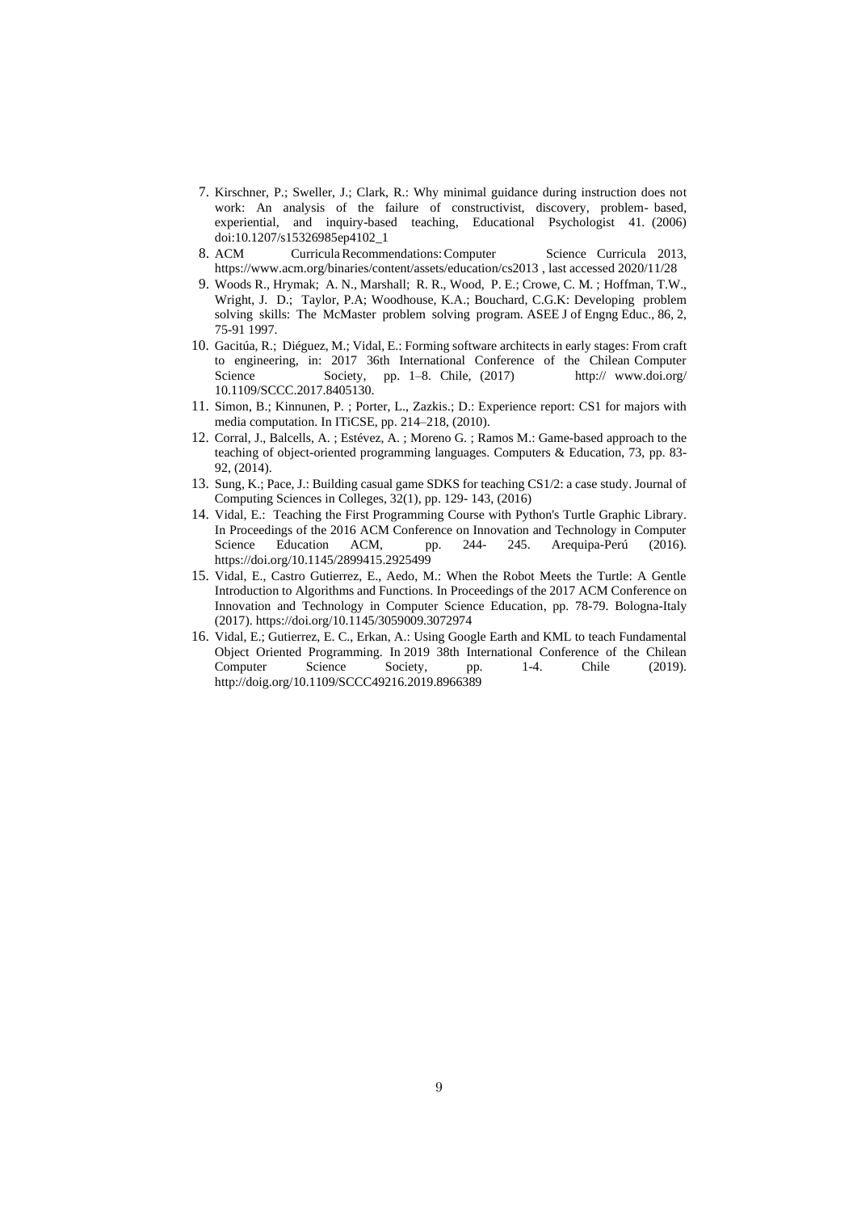7. Kirschner, P.; Sweller, J.; Clark, R.: Why minimal guidance during instruction does not work: An analysis of the failure of constructivist, discovery, problem- based, experiential, and inquiry-based teaching, Educational Psychologist 41. (2006) doi:10.1207/s15326985ep4102_1
8. ACM Curricula Recommendations: Computer Science Curricula 2013, https://www.acm.org/binaries/content/assets/education/cs2013 , last accessed 2020/11/28
9. Woods R., Hrymak; A. N., Marshall; R. R., Wood, P. E.; Crowe, C. M. ; Hoffman, T.W., Wright, J. D.; Taylor, P.A; Woodhouse, K.A.; Bouchard, C.G.K: Developing problem solving skills: The McMaster problem solving program. ASEE J of Engng Educ., 86, 2, 75-91 1997.
10. Gacitúa, R.; Diéguez, M.; Vidal, E.: Forming software architects in early stages: From craft to engineering, in: 2017 36th International Conference of the Chilean Computer Science Society, pp. 1–8. Chile, (2017) http:// www.doi.org/ 10.1109/SCCC.2017.8405130.
11. Simon, B.; Kinnunen, P. ; Porter, L., Zazkis.; D.: Experience report: CS1 for majors with media computation. In ITiCSE, pp. 214–218, (2010).
12. Corral, J., Balcells, A. ; Estévez, A. ; Moreno G. ; Ramos M.: Game-based approach to the teaching of object-oriented programming languages. Computers & Education, 73, pp. 83-92, (2014).
13. Sung, K.; Pace, J.: Building casual game SDKS for teaching CS1/2: a case study. Journal of Computing Sciences in Colleges, 32(1), pp. 129- 143, (2016)
14. Vidal, E.: Teaching the First Programming Course with Python's Turtle Graphic Library. In Proceedings of the 2016 ACM Conference on Innovation and Technology in Computer Science Education ACM, pp. 244- 245. Arequipa-Perú (2016). https://doi.org/10.1145/2899415.2925499
15. Vidal, E., Castro Gutierrez, E., Aedo, M.: When the Robot Meets the Turtle: A Gentle Introduction to Algorithms and Functions. In Proceedings of the 2017 ACM Conference on Innovation and Technology in Computer Science Education, pp. 78-79. Bologna-Italy (2017). https://doi.org/10.1145/3059009.3072974
16. Vidal, E.; Gutierrez, E. C., Erkan, A.: Using Google Earth and KML to teach Fundamental Object Oriented Programming. In 2019 38th International Conference of the Chilean Computer Science Society, pp. 1-4. Chile (2019). http://doig.org/10.1109/SCCC49216.2019.8966389